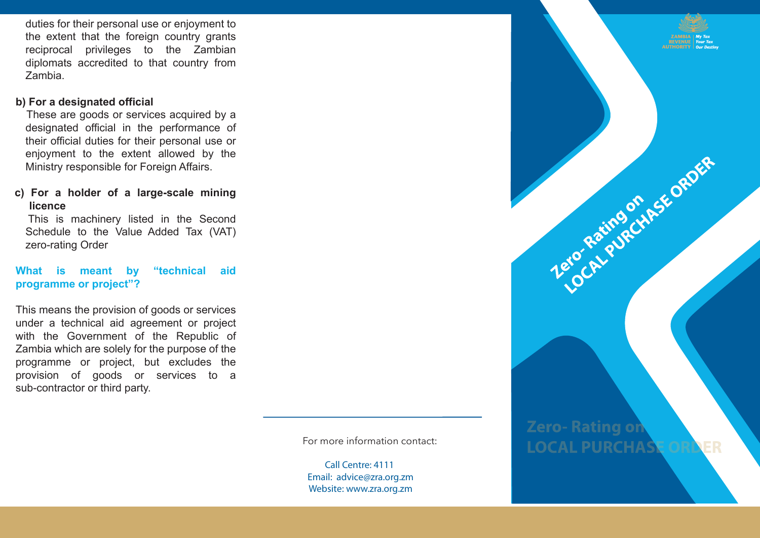duties for their personal use or enjoyment to the extent that the foreign country grants reciprocal privileges to the Zambian diplomats accredited to that country from Zambia.

**b) For a designated official**

These are goods or services acquired by a designated official in the performance of their official duties for their personal use or enjoyment to the extent allowed by the Ministry responsible for Foreign Affairs.

**c) For a holder of a large-scale mining licence**

This is machinery listed in the Second Schedule to the Value Added Tax (VAT) zero-rating Order

### What is meant by "technical aid programme or project"?

This means the provision of goods or services under a technical aid agreement or project with the Government of the Republic of Zambia which are solely for the purpose of the programme or project, but excludes the provision of goods or services to a sub-contractor or third party.

For more information contact:

Call Centre: 4111
Email: advice@zra.org.zm
Website: www.zra.org.zm

ZAMBIA REVENUE AUTHORITY | My Tax Your Tax Our Destiny

# Zero- Rating on LOCAL PURCHASE ORDER

Zero- Rating on
LOCAL PURCHASE ORDER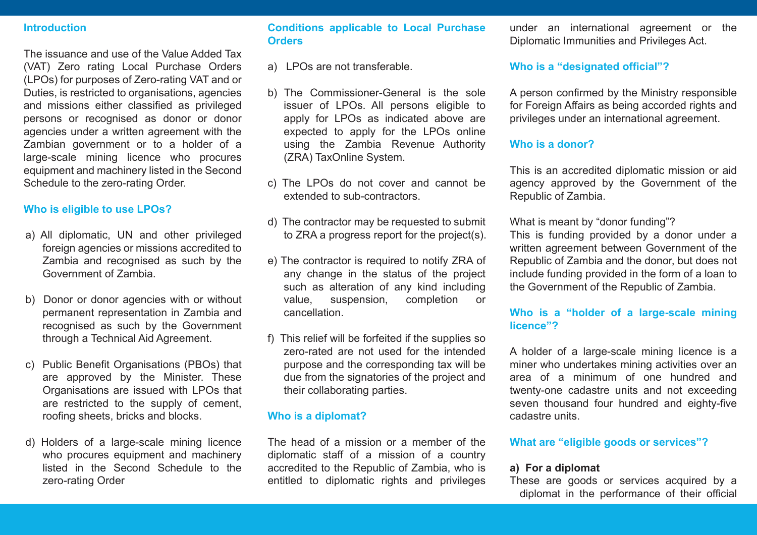## Introduction

The issuance and use of the Value Added Tax (VAT) Zero rating Local Purchase Orders (LPOs) for purposes of Zero-rating VAT and or Duties, is restricted to organisations, agencies and missions either classified as privileged persons or recognised as donor or donor agencies under a written agreement with the Zambian government or to a holder of a large-scale mining licence who procures equipment and machinery listed in the Second Schedule to the zero-rating Order.

## Who is eligible to use LPOs?

a) All diplomatic, UN and other privileged foreign agencies or missions accredited to Zambia and recognised as such by the Government of Zambia.

b) Donor or donor agencies with or without permanent representation in Zambia and recognised as such by the Government through a Technical Aid Agreement.

c) Public Benefit Organisations (PBOs) that are approved by the Minister. These Organisations are issued with LPOs that are restricted to the supply of cement, roofing sheets, bricks and blocks.

d) Holders of a large-scale mining licence who procures equipment and machinery listed in the Second Schedule to the zero-rating Order

## Conditions applicable to Local Purchase Orders

a) LPOs are not transferable.

b) The Commissioner-General is the sole issuer of LPOs. All persons eligible to apply for LPOs as indicated above are expected to apply for the LPOs online using the Zambia Revenue Authority (ZRA) TaxOnline System.

c) The LPOs do not cover and cannot be extended to sub-contractors.

d) The contractor may be requested to submit to ZRA a progress report for the project(s).

e) The contractor is required to notify ZRA of any change in the status of the project such as alteration of any kind including value, suspension, completion or cancellation.

f) This relief will be forfeited if the supplies so zero-rated are not used for the intended purpose and the corresponding tax will be due from the signatories of the project and their collaborating parties.

## Who is a diplomat?

The head of a mission or a member of the diplomatic staff of a mission of a country accredited to the Republic of Zambia, who is entitled to diplomatic rights and privileges under an international agreement or the Diplomatic Immunities and Privileges Act.

## Who is a "designated official"?

A person confirmed by the Ministry responsible for Foreign Affairs as being accorded rights and privileges under an international agreement.

## Who is a donor?

This is an accredited diplomatic mission or aid agency approved by the Government of the Republic of Zambia.

What is meant by "donor funding"?
This is funding provided by a donor under a written agreement between Government of the Republic of Zambia and the donor, but does not include funding provided in the form of a loan to the Government of the Republic of Zambia.

## Who is a "holder of a large-scale mining licence"?

A holder of a large-scale mining licence is a miner who undertakes mining activities over an area of a minimum of one hundred and twenty-one cadastre units and not exceeding seven thousand four hundred and eighty-five cadastre units.

## What are "eligible goods or services"?

**a) For a diplomat**
These are goods or services acquired by a diplomat in the performance of their official